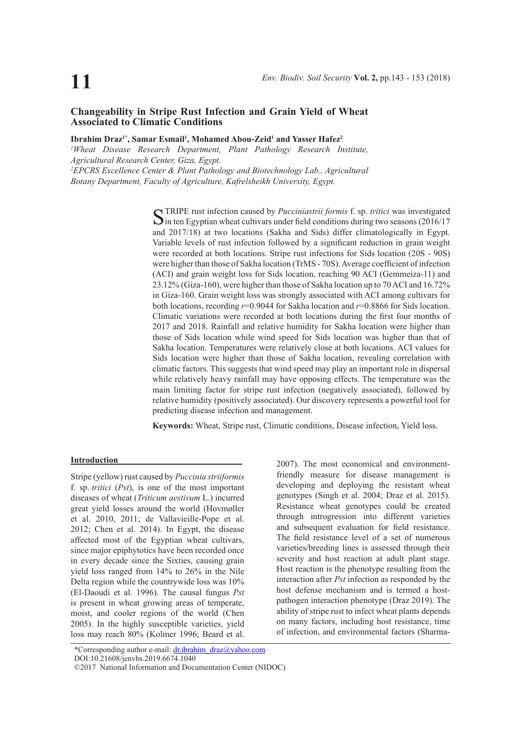# Changeability in Stripe Rust Infection and Grain Yield of Wheat Associated to Climatic Conditions

**Ibrahim Draz[1*], Samar Esmail[1], Mohamed Abou-Zeid[1] and Yasser Hafez[2]**

[1]*Wheat Disease Research Department, Plant Pathology Research Institute, Agricultural Research Center, Giza, Egypt.*

[2]*EPCRS Excellence Center & Plant Pathology and Biotechnology Lab., Agricultural Botany Department, Faculty of Agriculture, Kafrelsheikh University, Egypt.*

STRIPE rust infection caused by *Pucciniastrii formis* f. sp. *tritici* was investigated in ten Egyptian wheat cultivars under field conditions during two seasons (2016/17 and 2017/18) at two locations (Sakha and Sids) differ climatologically in Egypt. Variable levels of rust infection followed by a significant reduction in grain weight were recorded at both locations. Stripe rust infections for Sids location (20S - 90S) were higher than those of Sakha location (TrMS - 70S). Average coefficient of infection (ACI) and grain weight loss for Sids location, reaching 90 ACI (Gemmeiza-11) and 23.12% (Giza-160), were higher than those of Sakha location up to 70 ACI and 16.72% in Giza-160. Grain weight loss was strongly associated with ACI among cultivars for both locations, recording $r$=0.9044 for Sakha location and $r$=0.8866 for Sids location. Climatic variations were recorded at both locations during the first four months of 2017 and 2018. Rainfall and relative humidity for Sakha location were higher than those of Sids location while wind speed for Sids location was higher than that of Sakha location. Temperatures were relatively close at both locations. ACI values for Sids location were higher than those of Sakha location, revealing correlation with climatic factors. This suggests that wind speed may play an important role in dispersal while relatively heavy rainfall may have opposing effects. The temperature was the main limiting factor for stripe rust infection (negatively associated), followed by relative humidity (positively associated). Our discovery represents a powerful tool for predicting disease infection and management.

**Keywords:** Wheat, Stripe rust, Climatic conditions, Disease infection, Yield loss.

## Introduction

Stripe (yellow) rust caused by *Puccinia striiformis* f. sp. *tritici* (*Pst*), is one of the most important diseases of wheat (*Triticum aestivum* L.) incurred great yield losses around the world (Hovmøller et al. 2010, 2011; de Vallavieille-Pope et al. 2012; Chen et al. 2014). In Egypt, the disease affected most of the Egyptian wheat cultivars, since major epiphytotics have been recorded once in every decade since the Sixties, causing grain yield loss ranged from 14% to 26% in the Nile Delta region while the countrywide loss was 10% (El-Daoudi et al. 1996). The causal fungus *Pst* is present in wheat growing areas of temperate, moist, and cooler regions of the world (Chen 2005). In the highly susceptible varieties, yield loss may reach 80% (Kolmer 1996; Beard et al. 2007). The most economical and environment-friendly measure for disease management is developing and deploying the resistant wheat genotypes (Singh et al. 2004; Draz et al. 2015). Resistance wheat genotypes could be created through introgression into different varieties and subsequent evaluation for field resistance. The field resistance level of a set of numerous varieties/breeding lines is assessed through their severity and host reaction at adult plant stage. Host reaction is the phenotype resulting from the interaction after *Pst* infection as responded by the host defense mechanism and is termed a host-pathogen interaction phenotype (Draz 2019). The ability of stripe rust to infect wheat plants depends on many factors, including host resistance, time of infection, and environmental factors (Sharma-

*Corresponding author e-mail: dr.ibrahim_draz@yahoo.com
DOI:10.21608/jenvbs.2019.6674.1040
©2017 National Information and Documentation Center (NIDOC)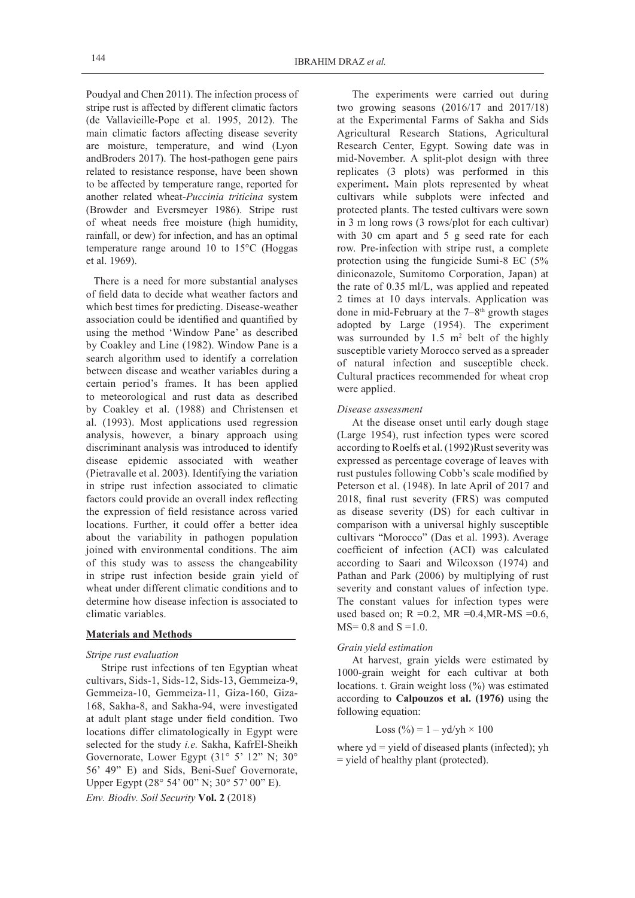Poudyal and Chen 2011). The infection process of stripe rust is affected by different climatic factors (de Vallavieille-Pope et al. 1995, 2012). The main climatic factors affecting disease severity are moisture, temperature, and wind (Lyon andBroders 2017). The host-pathogen gene pairs related to resistance response, have been shown to be affected by temperature range, reported for another related wheat-*Puccinia triticina* system (Browder and Eversmeyer 1986). Stripe rust of wheat needs free moisture (high humidity, rainfall, or dew) for infection, and has an optimal temperature range around 10 to 15°C (Hoggas et al. 1969).

There is a need for more substantial analyses of field data to decide what weather factors and which best times for predicting. Disease-weather association could be identified and quantified by using the method 'Window Pane' as described by Coakley and Line (1982). Window Pane is a search algorithm used to identify a correlation between disease and weather variables during a certain period's frames. It has been applied to meteorological and rust data as described by Coakley et al. (1988) and Christensen et al. (1993). Most applications used regression analysis, however, a binary approach using discriminant analysis was introduced to identify disease epidemic associated with weather (Pietravalle et al. 2003). Identifying the variation in stripe rust infection associated to climatic factors could provide an overall index reflecting the expression of field resistance across varied locations. Further, it could offer a better idea about the variability in pathogen population joined with environmental conditions. The aim of this study was to assess the changeability in stripe rust infection beside grain yield of wheat under different climatic conditions and to determine how disease infection is associated to climatic variables.

## Materials and Methods

### *Stripe rust evaluation*

Stripe rust infections of ten Egyptian wheat cultivars, Sids-1, Sids-12, Sids-13, Gemmeiza-9, Gemmeiza-10, Gemmeiza-11, Giza-160, Giza-168, Sakha-8, and Sakha-94, were investigated at adult plant stage under field condition. Two locations differ climatologically in Egypt were selected for the study *i.e.* Sakha, KafrEl-Sheikh Governorate, Lower Egypt (31° 5' 12" N; 30° 56' 49" E) and Sids, Beni-Suef Governorate, Upper Egypt (28° 54' 00" N; 30° 57' 00" E).

The experiments were carried out during two growing seasons (2016/17 and 2017/18) at the Experimental Farms of Sakha and Sids Agricultural Research Stations, Agricultural Research Center, Egypt. Sowing date was in mid-November. A split-plot design with three replicates (3 plots) was performed in this experiment**.** Main plots represented by wheat cultivars while subplots were infected and protected plants. The tested cultivars were sown in 3 m long rows (3 rows/plot for each cultivar) with 30 cm apart and 5 g seed rate for each row. Pre-infection with stripe rust, a complete protection using the fungicide Sumi-8 EC (5% diniconazole, Sumitomo Corporation, Japan) at the rate of 0.35 ml/L, was applied and repeated 2 times at 10 days intervals. Application was done in mid-February at the 7–8$^{th}$ growth stages adopted by Large (1954). The experiment was surrounded by 1.5 m$^2$ belt of the highly susceptible variety Morocco served as a spreader of natural infection and susceptible check. Cultural practices recommended for wheat crop were applied.

### *Disease assessment*

At the disease onset until early dough stage (Large 1954), rust infection types were scored according to Roelfs et al. (1992)Rust severity was expressed as percentage coverage of leaves with rust pustules following Cobb's scale modified by Peterson et al. (1948). In late April of 2017 and 2018, final rust severity (FRS) was computed as disease severity (DS) for each cultivar in comparison with a universal highly susceptible cultivars "Morocco" (Das et al. 1993). Average coefficient of infection (ACI) was calculated according to Saari and Wilcoxson (1974) and Pathan and Park (2006) by multiplying of rust severity and constant values of infection type. The constant values for infection types were used based on; R =0.2, MR =0.4,MR-MS =0.6, MS= 0.8 and S =1.0.

### *Grain yield estimation*

At harvest, grain yields were estimated by 1000-grain weight for each cultivar at both locations. t. Grain weight loss (%) was estimated according to **Calpouzos et al. (1976)** using the following equation:

$$\text{Loss } (\%) = 1 - yd/yh \times 100$$

where yd = yield of diseased plants (infected); yh = yield of healthy plant (protected).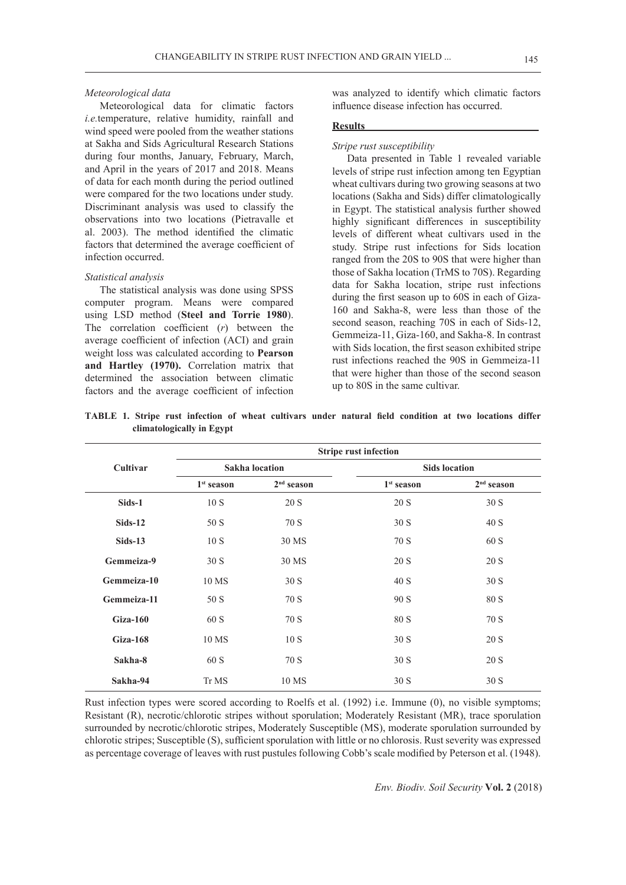*Meteorological data*

Meteorological data for climatic factors *i.e.*temperature, relative humidity, rainfall and wind speed were pooled from the weather stations at Sakha and Sids Agricultural Research Stations during four months, January, February, March, and April in the years of 2017 and 2018. Means of data for each month during the period outlined were compared for the two locations under study. Discriminant analysis was used to classify the observations into two locations (Pietravalle et al. 2003). The method identified the climatic factors that determined the average coefficient of infection occurred.

*Statistical analysis*

The statistical analysis was done using SPSS computer program. Means were compared using LSD method (**Steel and Torrie 1980**). The correlation coefficient (*r*) between the average coefficient of infection (ACI) and grain weight loss was calculated according to **Pearson and Hartley (1970).** Correlation matrix that determined the association between climatic factors and the average coefficient of infection was analyzed to identify which climatic factors influence disease infection has occurred.

## Results

*Stripe rust susceptibility*

Data presented in Table 1 revealed variable levels of stripe rust infection among ten Egyptian wheat cultivars during two growing seasons at two locations (Sakha and Sids) differ climatologically in Egypt. The statistical analysis further showed highly significant differences in susceptibility levels of different wheat cultivars used in the study. Stripe rust infections for Sids location ranged from the 20S to 90S that were higher than those of Sakha location (TrMS to 70S). Regarding data for Sakha location, stripe rust infections during the first season up to 60S in each of Giza-160 and Sakha-8, were less than those of the second season, reaching 70S in each of Sids-12, Gemmeiza-11, Giza-160, and Sakha-8. In contrast with Sids location, the first season exhibited stripe rust infections reached the 90S in Gemmeiza-11 that were higher than those of the second season up to 80S in the same cultivar.

**TABLE 1. Stripe rust infection of wheat cultivars under natural field condition at two locations differ climatologically in Egypt**

| Cultivar | Stripe rust infection | | | |
|---|---|---|---|---|
| | Sakha location | | Sids location | |
| | 1st season | 2nd season | 1st season | 2nd season |
| **Sids-1** | 10 S | 20 S | 20 S | 30 S |
| **Sids-12** | 50 S | 70 S | 30 S | 40 S |
| **Sids-13** | 10 S | 30 MS | 70 S | 60 S |
| **Gemmeiza-9** | 30 S | 30 MS | 20 S | 20 S |
| **Gemmeiza-10** | 10 MS | 30 S | 40 S | 30 S |
| **Gemmeiza-11** | 50 S | 70 S | 90 S | 80 S |
| **Giza-160** | 60 S | 70 S | 80 S | 70 S |
| **Giza-168** | 10 MS | 10 S | 30 S | 20 S |
| **Sakha-8** | 60 S | 70 S | 30 S | 20 S |
| **Sakha-94** | Tr MS | 10 MS | 30 S | 30 S |

Rust infection types were scored according to Roelfs et al. (1992) i.e. Immune (0), no visible symptoms; Resistant (R), necrotic/chlorotic stripes without sporulation; Moderately Resistant (MR), trace sporulation surrounded by necrotic/chlorotic stripes, Moderately Susceptible (MS), moderate sporulation surrounded by chlorotic stripes; Susceptible (S), sufficient sporulation with little or no chlorosis. Rust severity was expressed as percentage coverage of leaves with rust pustules following Cobb's scale modified by Peterson et al. (1948).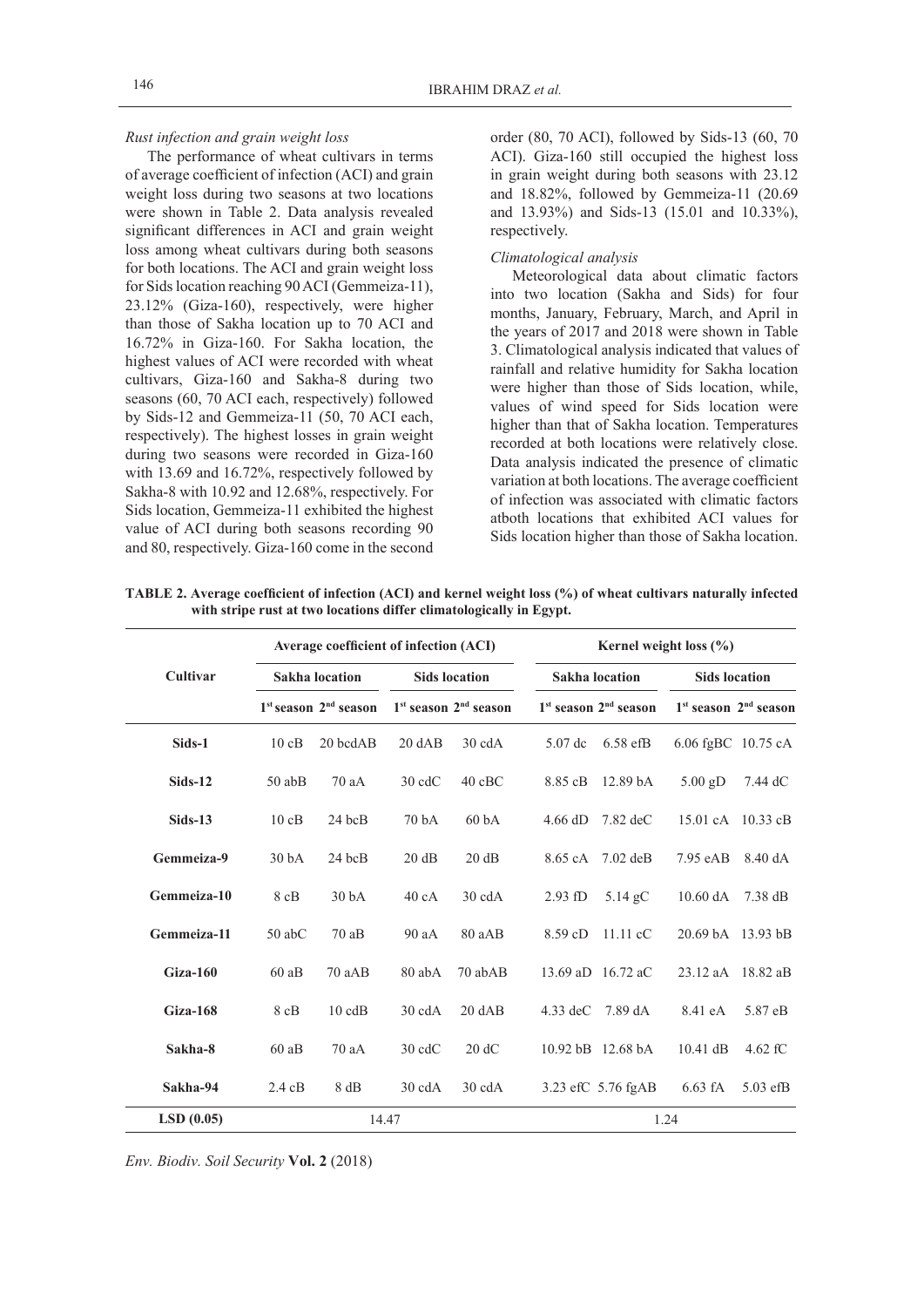### *Rust infection and grain weight loss*

The performance of wheat cultivars in terms of average coefficient of infection (ACI) and grain weight loss during two seasons at two locations were shown in Table 2. Data analysis revealed significant differences in ACI and grain weight loss among wheat cultivars during both seasons for both locations. The ACI and grain weight loss for Sids location reaching 90 ACI (Gemmeiza-11), 23.12% (Giza-160), respectively, were higher than those of Sakha location up to 70 ACI and 16.72% in Giza-160. For Sakha location, the highest values of ACI were recorded with wheat cultivars, Giza-160 and Sakha-8 during two seasons (60, 70 ACI each, respectively) followed by Sids-12 and Gemmeiza-11 (50, 70 ACI each, respectively). The highest losses in grain weight during two seasons were recorded in Giza-160 with 13.69 and 16.72%, respectively followed by Sakha-8 with 10.92 and 12.68%, respectively. For Sids location, Gemmeiza-11 exhibited the highest value of ACI during both seasons recording 90 and 80, respectively. Giza-160 come in the second order (80, 70 ACI), followed by Sids-13 (60, 70 ACI). Giza-160 still occupied the highest loss in grain weight during both seasons with 23.12 and 18.82%, followed by Gemmeiza-11 (20.69 and 13.93%) and Sids-13 (15.01 and 10.33%), respectively.

### *Climatological analysis*

Meteorological data about climatic factors into two location (Sakha and Sids) for four months, January, February, March, and April in the years of 2017 and 2018 were shown in Table 3. Climatological analysis indicated that values of rainfall and relative humidity for Sakha location were higher than those of Sids location, while, values of wind speed for Sids location were higher than that of Sakha location. Temperatures recorded at both locations were relatively close. Data analysis indicated the presence of climatic variation at both locations. The average coefficient of infection was associated with climatic factors atboth locations that exhibited ACI values for Sids location higher than those of Sakha location.

**TABLE 2. Average coefficient of infection (ACI) and kernel weight loss (%) of wheat cultivars naturally infected with stripe rust at two locations differ climatologically in Egypt.**

| Cultivar | Average coefficient of infection (ACI) | | | | Kernel weight loss (%) | | | |
|---|---|---|---|---|---|---|---|---|
| | Sakha location | | Sids location | | Sakha location | | Sids location | |
| | 1st season | 2nd season | 1st season | 2nd season | 1st season | 2nd season | 1st season | 2nd season |
| **Sids-1** | 10 cB | 20 bcdAB | 20 dAB | 30 cdA | 5.07 dc | 6.58 efB | 6.06 fgBC | 10.75 cA |
| **Sids-12** | 50 abB | 70 aA | 30 cdC | 40 cBC | 8.85 cB | 12.89 bA | 5.00 gD | 7.44 dC |
| **Sids-13** | 10 cB | 24 bcB | 70 bA | 60 bA | 4.66 dD | 7.82 deC | 15.01 cA | 10.33 cB |
| **Gemmeiza-9** | 30 bA | 24 bcB | 20 dB | 20 dB | 8.65 cA | 7.02 deB | 7.95 eAB | 8.40 dA |
| **Gemmeiza-10** | 8 cB | 30 bA | 40 cA | 30 cdA | 2.93 fD | 5.14 gC | 10.60 dA | 7.38 dB |
| **Gemmeiza-11** | 50 abC | 70 aB | 90 aA | 80 aAB | 8.59 cD | 11.11 cC | 20.69 bA | 13.93 bB |
| **Giza-160** | 60 aB | 70 aAB | 80 abA | 70 abAB | 13.69 aD | 16.72 aC | 23.12 aA | 18.82 aB |
| **Giza-168** | 8 cB | 10 cdB | 30 cdA | 20 dAB | 4.33 deC | 7.89 dA | 8.41 eA | 5.87 eB |
| **Sakha-8** | 60 aB | 70 aA | 30 cdC | 20 dC | 10.92 bB | 12.68 bA | 10.41 dB | 4.62 fC |
| **Sakha-94** | 2.4 cB | 8 dB | 30 cdA | 30 cdA | 3.23 efC | 5.76 fgAB | 6.63 fA | 5.03 efB |
| **LSD (0.05)** | 14.47 | | | | 1.24 | | | |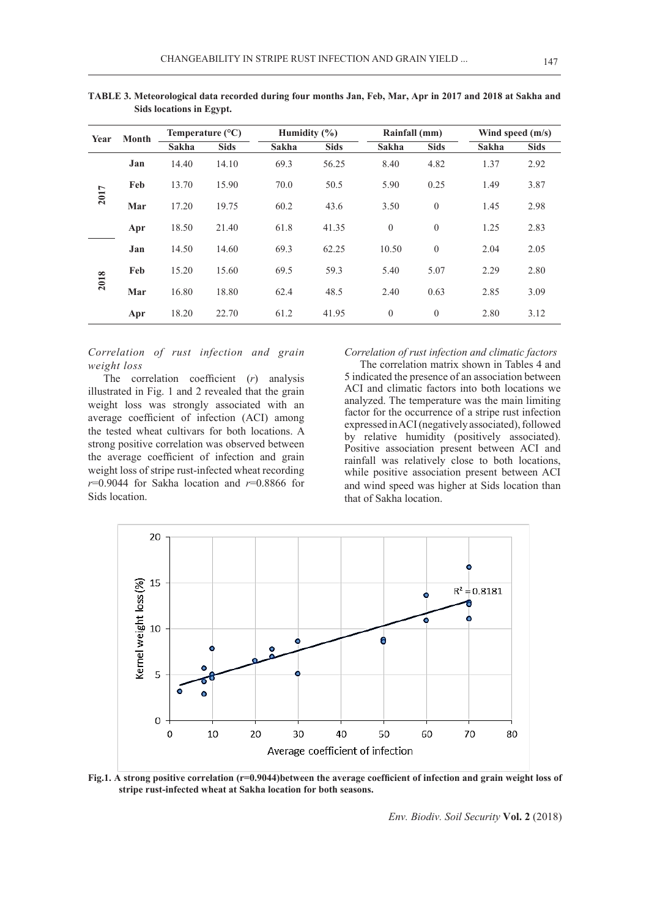**TABLE 3. Meteorological data recorded during four months Jan, Feb, Mar, Apr in 2017 and 2018 at Sakha and Sids locations in Egypt.**

| Year | Month | Temperature (°C) | | Humidity (%) | | Rainfall (mm) | | Wind speed (m/s) | |
|---|---|---|---|---|---|---|---|---|---|
| | | Sakha | Sids | Sakha | Sids | Sakha | Sids | Sakha | Sids |
| 2017 | Jan | 14.40 | 14.10 | 69.3 | 56.25 | 8.40 | 4.82 | 1.37 | 2.92 |
| | Feb | 13.70 | 15.90 | 70.0 | 50.5 | 5.90 | 0.25 | 1.49 | 3.87 |
| | Mar | 17.20 | 19.75 | 60.2 | 43.6 | 3.50 | 0 | 1.45 | 2.98 |
| | Apr | 18.50 | 21.40 | 61.8 | 41.35 | 0 | 0 | 1.25 | 2.83 |
| 2018 | Jan | 14.50 | 14.60 | 69.3 | 62.25 | 10.50 | 0 | 2.04 | 2.05 |
| | Feb | 15.20 | 15.60 | 69.5 | 59.3 | 5.40 | 5.07 | 2.29 | 2.80 |
| | Mar | 16.80 | 18.80 | 62.4 | 48.5 | 2.40 | 0.63 | 2.85 | 3.09 |
| | Apr | 18.20 | 22.70 | 61.2 | 41.95 | 0 | 0 | 2.80 | 3.12 |

*Correlation of rust infection and grain weight loss*

The correlation coefficient ($r$) analysis illustrated in Fig. 1 and 2 revealed that the grain weight loss was strongly associated with an average coefficient of infection (ACI) among the tested wheat cultivars for both locations. A strong positive correlation was observed between the average coefficient of infection and grain weight loss of stripe rust-infected wheat recording $r$=0.9044 for Sakha location and $r$=0.8866 for Sids location.

*Correlation of rust infection and climatic factors*

The correlation matrix shown in Tables 4 and 5 indicated the presence of an association between ACI and climatic factors into both locations we analyzed. The temperature was the main limiting factor for the occurrence of a stripe rust infection expressed in ACI (negatively associated), followed by relative humidity (positively associated). Positive association present between ACI and rainfall was relatively close to both locations, while positive association present between ACI and wind speed was higher at Sids location than that of Sakha location.

**Fig.1. A strong positive correlation (r=0.9044)between the average coefficient of infection and grain weight loss of stripe rust-infected wheat at Sakha location for both seasons.**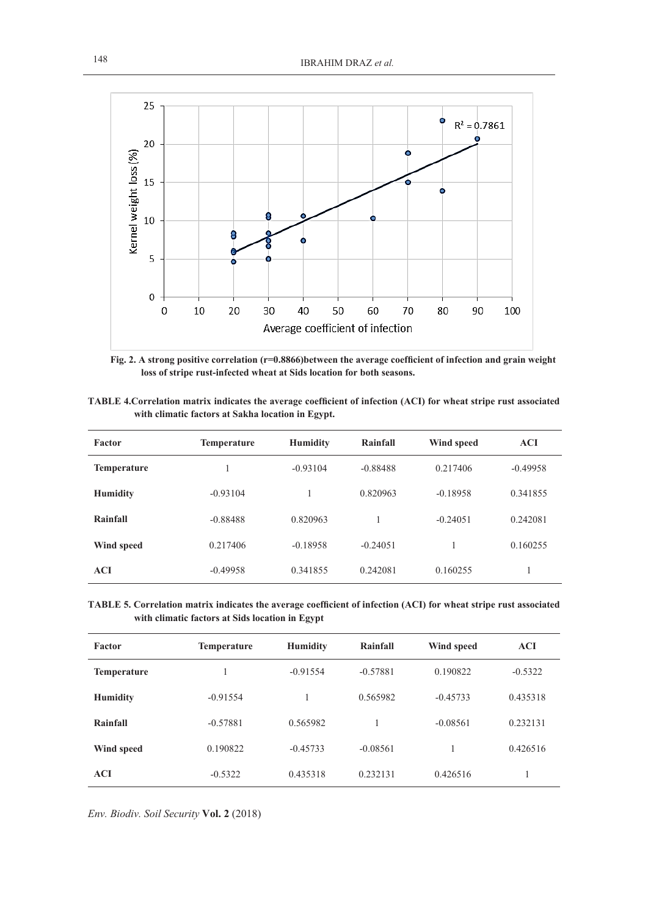Fig. 2. A strong positive correlation (r=0.8866)between the average coefficient of infection and grain weight loss of stripe rust-infected wheat at Sids location for both seasons.

TABLE 4.Correlation matrix indicates the average coefficient of infection (ACI) for wheat stripe rust associated with climatic factors at Sakha location in Egypt.

| Factor | Temperature | Humidity | Rainfall | Wind speed | ACI |
|---|---|---|---|---|---|
| **Temperature** | 1 | -0.93104 | -0.88488 | 0.217406 | -0.49958 |
| **Humidity** | -0.93104 | 1 | 0.820963 | -0.18958 | 0.341855 |
| **Rainfall** | -0.88488 | 0.820963 | 1 | -0.24051 | 0.242081 |
| **Wind speed** | 0.217406 | -0.18958 | -0.24051 | 1 | 0.160255 |
| **ACI** | -0.49958 | 0.341855 | 0.242081 | 0.160255 | 1 |

TABLE 5. Correlation matrix indicates the average coefficient of infection (ACI) for wheat stripe rust associated with climatic factors at Sids location in Egypt

| Factor | Temperature | Humidity | Rainfall | Wind speed | ACI |
|---|---|---|---|---|---|
| **Temperature** | 1 | -0.91554 | -0.57881 | 0.190822 | -0.5322 |
| **Humidity** | -0.91554 | 1 | 0.565982 | -0.45733 | 0.435318 |
| **Rainfall** | -0.57881 | 0.565982 | 1 | -0.08561 | 0.232131 |
| **Wind speed** | 0.190822 | -0.45733 | -0.08561 | 1 | 0.426516 |
| **ACI** | -0.5322 | 0.435318 | 0.232131 | 0.426516 | 1 |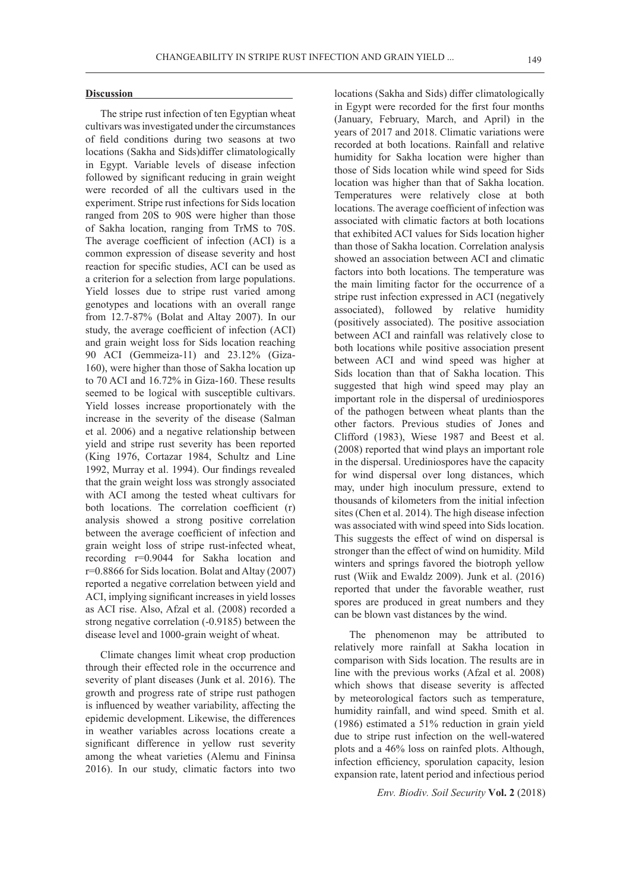## Discussion

The stripe rust infection of ten Egyptian wheat cultivars was investigated under the circumstances of field conditions during two seasons at two locations (Sakha and Sids)differ climatologically in Egypt. Variable levels of disease infection followed by significant reducing in grain weight were recorded of all the cultivars used in the experiment. Stripe rust infections for Sids location ranged from 20S to 90S were higher than those of Sakha location, ranging from TrMS to 70S. The average coefficient of infection (ACI) is a common expression of disease severity and host reaction for specific studies, ACI can be used as a criterion for a selection from large populations. Yield losses due to stripe rust varied among genotypes and locations with an overall range from 12.7-87% (Bolat and Altay 2007). In our study, the average coefficient of infection (ACI) and grain weight loss for Sids location reaching 90 ACI (Gemmeiza-11) and 23.12% (Giza-160), were higher than those of Sakha location up to 70 ACI and 16.72% in Giza-160. These results seemed to be logical with susceptible cultivars. Yield losses increase proportionately with the increase in the severity of the disease (Salman et al. 2006) and a negative relationship between yield and stripe rust severity has been reported (King 1976, Cortazar 1984, Schultz and Line 1992, Murray et al. 1994). Our findings revealed that the grain weight loss was strongly associated with ACI among the tested wheat cultivars for both locations. The correlation coefficient (r) analysis showed a strong positive correlation between the average coefficient of infection and grain weight loss of stripe rust-infected wheat, recording r=0.9044 for Sakha location and r=0.8866 for Sids location. Bolat and Altay (2007) reported a negative correlation between yield and ACI, implying significant increases in yield losses as ACI rise. Also, Afzal et al. (2008) recorded a strong negative correlation (-0.9185) between the disease level and 1000-grain weight of wheat.

Climate changes limit wheat crop production through their effected role in the occurrence and severity of plant diseases (Junk et al. 2016). The growth and progress rate of stripe rust pathogen is influenced by weather variability, affecting the epidemic development. Likewise, the differences in weather variables across locations create a significant difference in yellow rust severity among the wheat varieties (Alemu and Fininsa 2016). In our study, climatic factors into two locations (Sakha and Sids) differ climatologically in Egypt were recorded for the first four months (January, February, March, and April) in the years of 2017 and 2018. Climatic variations were recorded at both locations. Rainfall and relative humidity for Sakha location were higher than those of Sids location while wind speed for Sids location was higher than that of Sakha location. Temperatures were relatively close at both locations. The average coefficient of infection was associated with climatic factors at both locations that exhibited ACI values for Sids location higher than those of Sakha location. Correlation analysis showed an association between ACI and climatic factors into both locations. The temperature was the main limiting factor for the occurrence of a stripe rust infection expressed in ACI (negatively associated), followed by relative humidity (positively associated). The positive association between ACI and rainfall was relatively close to both locations while positive association present between ACI and wind speed was higher at Sids location than that of Sakha location. This suggested that high wind speed may play an important role in the dispersal of urediniospores of the pathogen between wheat plants than the other factors. Previous studies of Jones and Clifford (1983), Wiese 1987 and Beest et al. (2008) reported that wind plays an important role in the dispersal. Urediniospores have the capacity for wind dispersal over long distances, which may, under high inoculum pressure, extend to thousands of kilometers from the initial infection sites (Chen et al. 2014). The high disease infection was associated with wind speed into Sids location. This suggests the effect of wind on dispersal is stronger than the effect of wind on humidity. Mild winters and springs favored the biotroph yellow rust (Wiik and Ewaldz 2009). Junk et al. (2016) reported that under the favorable weather, rust spores are produced in great numbers and they can be blown vast distances by the wind.

The phenomenon may be attributed to relatively more rainfall at Sakha location in comparison with Sids location. The results are in line with the previous works (Afzal et al. 2008) which shows that disease severity is affected by meteorological factors such as temperature, humidity rainfall, and wind speed. Smith et al. (1986) estimated a 51% reduction in grain yield due to stripe rust infection on the well-watered plots and a 46% loss on rainfed plots. Although, infection efficiency, sporulation capacity, lesion expansion rate, latent period and infectious period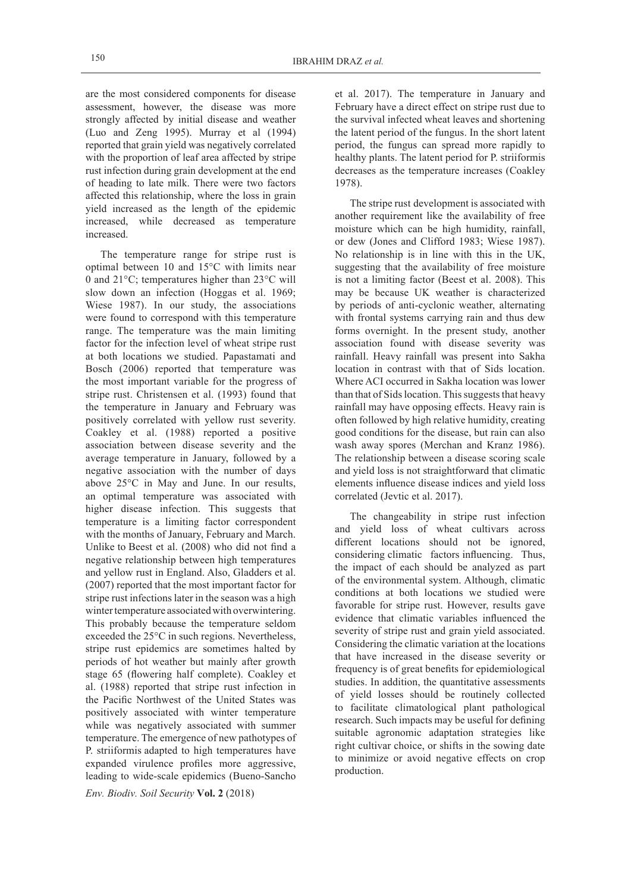are the most considered components for disease assessment, however, the disease was more strongly affected by initial disease and weather (Luo and Zeng 1995). Murray et al (1994) reported that grain yield was negatively correlated with the proportion of leaf area affected by stripe rust infection during grain development at the end of heading to late milk. There were two factors affected this relationship, where the loss in grain yield increased as the length of the epidemic increased, while decreased as temperature increased.

The temperature range for stripe rust is optimal between 10 and 15°C with limits near 0 and 21°C; temperatures higher than 23°C will slow down an infection (Hoggas et al. 1969; Wiese 1987). In our study, the associations were found to correspond with this temperature range. The temperature was the main limiting factor for the infection level of wheat stripe rust at both locations we studied. Papastamati and Bosch (2006) reported that temperature was the most important variable for the progress of stripe rust. Christensen et al. (1993) found that the temperature in January and February was positively correlated with yellow rust severity. Coakley et al. (1988) reported a positive association between disease severity and the average temperature in January, followed by a negative association with the number of days above 25°C in May and June. In our results, an optimal temperature was associated with higher disease infection. This suggests that temperature is a limiting factor correspondent with the months of January, February and March. Unlike to Beest et al. (2008) who did not find a negative relationship between high temperatures and yellow rust in England. Also, Gladders et al. (2007) reported that the most important factor for stripe rust infections later in the season was a high winter temperature associated with overwintering. This probably because the temperature seldom exceeded the 25°C in such regions. Nevertheless, stripe rust epidemics are sometimes halted by periods of hot weather but mainly after growth stage 65 (flowering half complete). Coakley et al. (1988) reported that stripe rust infection in the Pacific Northwest of the United States was positively associated with winter temperature while was negatively associated with summer temperature. The emergence of new pathotypes of P. striiformis adapted to high temperatures have expanded virulence profiles more aggressive, leading to wide-scale epidemics (Bueno-Sancho et al. 2017). The temperature in January and February have a direct effect on stripe rust due to the survival infected wheat leaves and shortening the latent period of the fungus. In the short latent period, the fungus can spread more rapidly to healthy plants. The latent period for P. striiformis decreases as the temperature increases (Coakley 1978).

The stripe rust development is associated with another requirement like the availability of free moisture which can be high humidity, rainfall, or dew (Jones and Clifford 1983; Wiese 1987). No relationship is in line with this in the UK, suggesting that the availability of free moisture is not a limiting factor (Beest et al. 2008). This may be because UK weather is characterized by periods of anti-cyclonic weather, alternating with frontal systems carrying rain and thus dew forms overnight. In the present study, another association found with disease severity was rainfall. Heavy rainfall was present into Sakha location in contrast with that of Sids location. Where ACI occurred in Sakha location was lower than that of Sids location. This suggests that heavy rainfall may have opposing effects. Heavy rain is often followed by high relative humidity, creating good conditions for the disease, but rain can also wash away spores (Merchan and Kranz 1986). The relationship between a disease scoring scale and yield loss is not straightforward that climatic elements influence disease indices and yield loss correlated (Jevtic et al. 2017).

The changeability in stripe rust infection and yield loss of wheat cultivars across different locations should not be ignored, considering climatic factors influencing. Thus, the impact of each should be analyzed as part of the environmental system. Although, climatic conditions at both locations we studied were favorable for stripe rust. However, results gave evidence that climatic variables influenced the severity of stripe rust and grain yield associated. Considering the climatic variation at the locations that have increased in the disease severity or frequency is of great benefits for epidemiological studies. In addition, the quantitative assessments of yield losses should be routinely collected to facilitate climatological plant pathological research. Such impacts may be useful for defining suitable agronomic adaptation strategies like right cultivar choice, or shifts in the sowing date to minimize or avoid negative effects on crop production.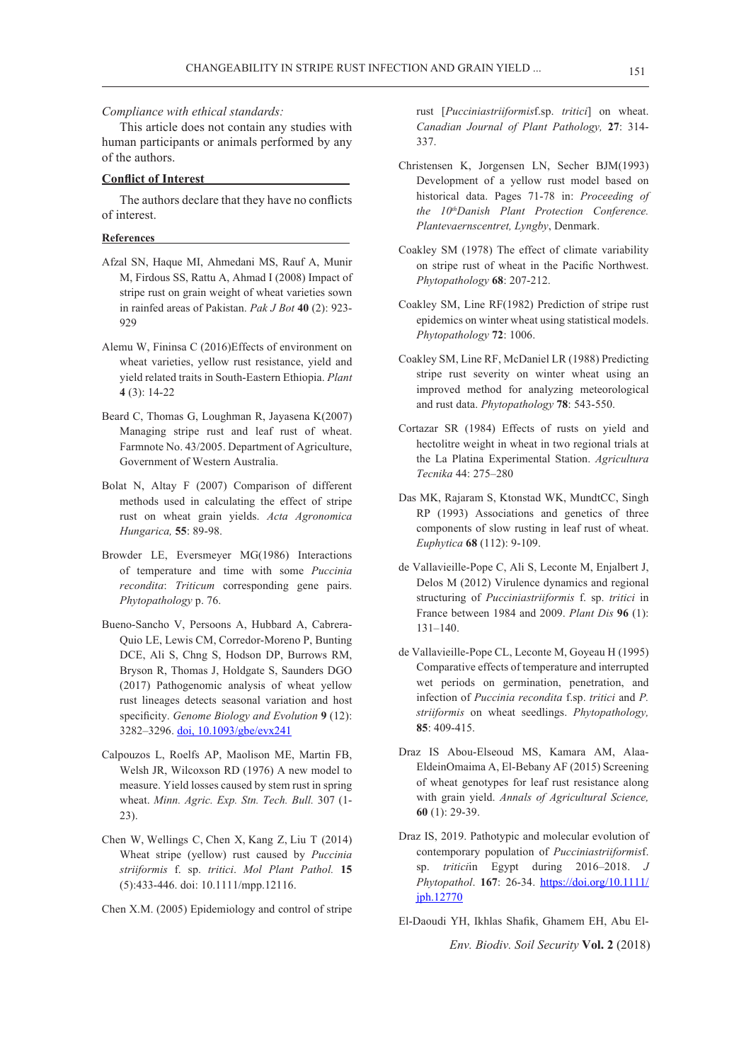*Compliance with ethical standards:*

This article does not contain any studies with human participants or animals performed by any of the authors.

**Conflict of Interest**

The authors declare that they have no conflicts of interest.

**References**

Afzal SN, Haque MI, Ahmedani MS, Rauf A, Munir M, Firdous SS, Rattu A, Ahmad I (2008) Impact of stripe rust on grain weight of wheat varieties sown in rainfed areas of Pakistan. *Pak J Bot* **40** (2): 923-929

Alemu W, Fininsa C (2016)Effects of environment on wheat varieties, yellow rust resistance, yield and yield related traits in South-Eastern Ethiopia. *Plant* **4** (3): 14-22

Beard C, Thomas G, Loughman R, Jayasena K(2007) Managing stripe rust and leaf rust of wheat. Farmnote No. 43/2005. Department of Agriculture, Government of Western Australia.

Bolat N, Altay F (2007) Comparison of different methods used in calculating the effect of stripe rust on wheat grain yields. *Acta Agronomica Hungarica,* **55**: 89-98.

Browder LE, Eversmeyer MG(1986) Interactions of temperature and time with some *Puccinia recondita*: *Triticum* corresponding gene pairs. *Phytopathology* p. 76.

Bueno-Sancho V, Persoons A, Hubbard A, Cabrera-Quio LE, Lewis CM, Corredor-Moreno P, Bunting DCE, Ali S, Chng S, Hodson DP, Burrows RM, Bryson R, Thomas J, Holdgate S, Saunders DGO (2017) Pathogenomic analysis of wheat yellow rust lineages detects seasonal variation and host specificity. *Genome Biology and Evolution* **9** (12): 3282–3296. doi, 10.1093/gbe/evx241

Calpouzos L, Roelfs AP, Maolison ME, Martin FB, Welsh JR, Wilcoxson RD (1976) A new model to measure. Yield losses caused by stem rust in spring wheat. *Minn. Agric. Exp. Stn. Tech. Bull.* 307 (1-23).

Chen W, Wellings C, Chen X, Kang Z, Liu T (2014) Wheat stripe (yellow) rust caused by *Puccinia striiformis* f. sp. *tritici*. *Mol Plant Pathol.* **15** (5):433-446. doi: 10.1111/mpp.12116.

Chen X.M. (2005) Epidemiology and control of stripe rust [*Pucciniastriiformis*f.sp. *tritici*] on wheat. *Canadian Journal of Plant Pathology,* **27**: 314-337.

Christensen K, Jorgensen LN, Secher BJM(1993) Development of a yellow rust model based on historical data. Pages 71-78 in: *Proceeding of the 10thDanish Plant Protection Conference. Plantevaernscentret, Lyngby*, Denmark.

Coakley SM (1978) The effect of climate variability on stripe rust of wheat in the Pacific Northwest. *Phytopathology* **68**: 207-212.

Coakley SM, Line RF(1982) Prediction of stripe rust epidemics on winter wheat using statistical models. *Phytopathology* **72**: 1006.

Coakley SM, Line RF, McDaniel LR (1988) Predicting stripe rust severity on winter wheat using an improved method for analyzing meteorological and rust data. *Phytopathology* **78**: 543-550.

Cortazar SR (1984) Effects of rusts on yield and hectolitre weight in wheat in two regional trials at the La Platina Experimental Station. *Agricultura Tecnika* 44: 275–280

Das MK, Rajaram S, Ktonstad WK, MundtCC, Singh RP (1993) Associations and genetics of three components of slow rusting in leaf rust of wheat. *Euphytica* **68** (112): 9-109.

de Vallavieille-Pope C, Ali S, Leconte M, Enjalbert J, Delos M (2012) Virulence dynamics and regional structuring of *Pucciniastriiformis* f. sp. *tritici* in France between 1984 and 2009. *Plant Dis* **96** (1): 131–140.

de Vallavieille-Pope CL, Leconte M, Goyeau H (1995) Comparative effects of temperature and interrupted wet periods on germination, penetration, and infection of *Puccinia recondita* f.sp. *tritici* and *P. striiformis* on wheat seedlings. *Phytopathology,* **85**: 409-415.

Draz IS Abou-Elseoud MS, Kamara AM, Alaa-EldeinOmaima A, El-Bebany AF (2015) Screening of wheat genotypes for leaf rust resistance along with grain yield. *Annals of Agricultural Science,* **60** (1): 29-39.

Draz IS, 2019. Pathotypic and molecular evolution of contemporary population of *Pucciniastriiformis*f. sp. *tritici*in Egypt during 2016–2018. *J Phytopathol*. **167**: 26-34. https://doi.org/10.1111/jph.12770

El-Daoudi YH, Ikhlas Shafik, Ghamem EH, Abu El-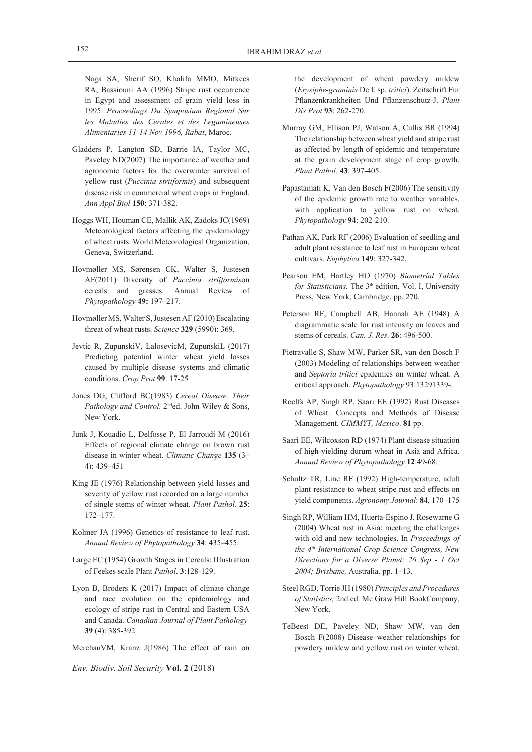Naga SA, Sherif SO, Khalifa MMO, Mitkees RA, Bassiouni AA (1996) Stripe rust occurrence in Egypt and assessment of grain yield loss in 1995. *Proceedings Du Symposium Regional Sur les Maladies des Cerales et des Legumineuses Alimentaries 11-14 Nov 1996, Rabat*, Maroc.

Gladders P, Langton SD, Barrie IA, Taylor MC, Paveley ND(2007) The importance of weather and agronomic factors for the overwinter survival of yellow rust (*Puccinia striiformis*) and subsequent disease risk in commercial wheat crops in England. *Ann Appl Biol* **150**: 371-382.

Hoggs WH, Houman CE, Mallik AK, Zadoks JC(1969) Meteorological factors affecting the epidemiology of wheat rusts. World Meteorological Organization, Geneva, Switzerland.

Hovmøller MS, Sørensen CK, Walter S, Justesen AF(2011) Diversity of *Puccinia striiformis*on cereals and grasses. Annual Review of *Phytopathology* **49:** 197–217.

Hovmøller MS, Walter S, Justesen AF (2010) Escalating threat of wheat rusts. *Science* **329** (5990): 369.

Jevtic R, ZupunskiV, LalosevicM, ZupunskiL (2017) Predicting potential winter wheat yield losses caused by multiple disease systems and climatic conditions. *Crop Prot* **99**: 17-25

Jones DG, Clifford BC(1983) *Cereal Disease. Their Pathology and Control.* 2ndед. John Wiley & Sons, New York.

Junk J, Kouadio L, Delfosse P, El Jarroudi M (2016) Effects of regional climate change on brown rust disease in winter wheat. *Climatic Change* **135** (3–4): 439–451

King JE (1976) Relationship between yield losses and severity of yellow rust recorded on a large number of single stems of winter wheat. *Plant Pathol.* **25**: 172–177.

Kolmer JA (1996) Genetics of resistance to leaf rust. *Annual Review of Phytopathology* **34**: 435–455.

Large EC (1954) Growth Stages in Cereals: IIIustration of Feekes scale Plant *Pathol*. **3**:128-129.

Lyon B, Broders K (2017) Impact of climate change and race evolution on the epidemiology and ecology of stripe rust in Central and Eastern USA and Canada. *Canadian Journal of Plant Pathology* **39** (4): 385-392

MerchanVM, Kranz J(1986) The effect of rain on the development of wheat powdery mildew (*Erysiphe-graminis* Dc f. sp. *tritici*). Zeitschrift Fur Pflanzenkrankheiten Und Pflanzenschutz-J. *Plant Dis Prot* **93**: 262-270.

Murray GM, Ellison PJ, Watson A, Cullis BR (1994) The relationship between wheat yield and stripe rust as affected by length of epidemic and temperature at the grain development stage of crop growth. *Plant Pathol.* **43**: 397-405.

Papastamati K, Van den Bosch F(2006) The sensitivity of the epidemic growth rate to weather variables, with application to yellow rust on wheat. *Phytopathology* **94**: 202-210.

Pathan AK, Park RF (2006) Evaluation of seedling and adult plant resistance to leaf rust in European wheat cultivars. *Euphytica* **149**: 327-342.

Pearson EM, Hartley HO (1970) *Biometrial Tables for Statisticians.* The 3th edition, Vol. I, University Press, New York, Cambridge, pp. 270.

Peterson RF, Campbell AB, Hannah AE (1948) A diagrammatic scale for rust intensity on leaves and stems of cereals. *Can. J. Res*. **26**: 496-500.

Pietravalle S, Shaw MW, Parker SR, van den Bosch F (2003) Modeling of relationships between weather and *Septoria tritici* epidemics on winter wheat: A critical approach. *Phytopathology* 93:13291339-.

Roelfs AP, Singh RP, Saari EE (1992) Rust Diseases of Wheat: Concepts and Methods of Disease Management. *CIMMYT, Mexico*. **81** pp.

Saari EE, Wilcoxson RD (1974) Plant disease situation of high-yielding durum wheat in Asia and Africa. *Annual Review of Phytopathology* **12**:49-68.

Schultz TR, Line RF (1992) High-temperature, adult plant resistance to wheat stripe rust and effects on yield components. *Agronomy Journal*: **84**, 170–175

Singh RP, William HM, Huerta-Espino J, Rosewarne G (2004) Wheat rust in Asia: meeting the challenges with old and new technologies. In *Proceedings of the 4th International Crop Science Congress, New Directions for a Diverse Planet; 26 Sep - 1 Oct 2004; Brisbane,* Australia. pp. 1–13.

Steel RGD, Torrie JH (1980) *Principles and Procedures of Statistics,* 2nd ed. Mc Graw Hill BookCompany, New York.

TeBeest DE, Paveley ND, Shaw MW, van den Bosch F(2008) Disease–weather relationships for powdery mildew and yellow rust on winter wheat.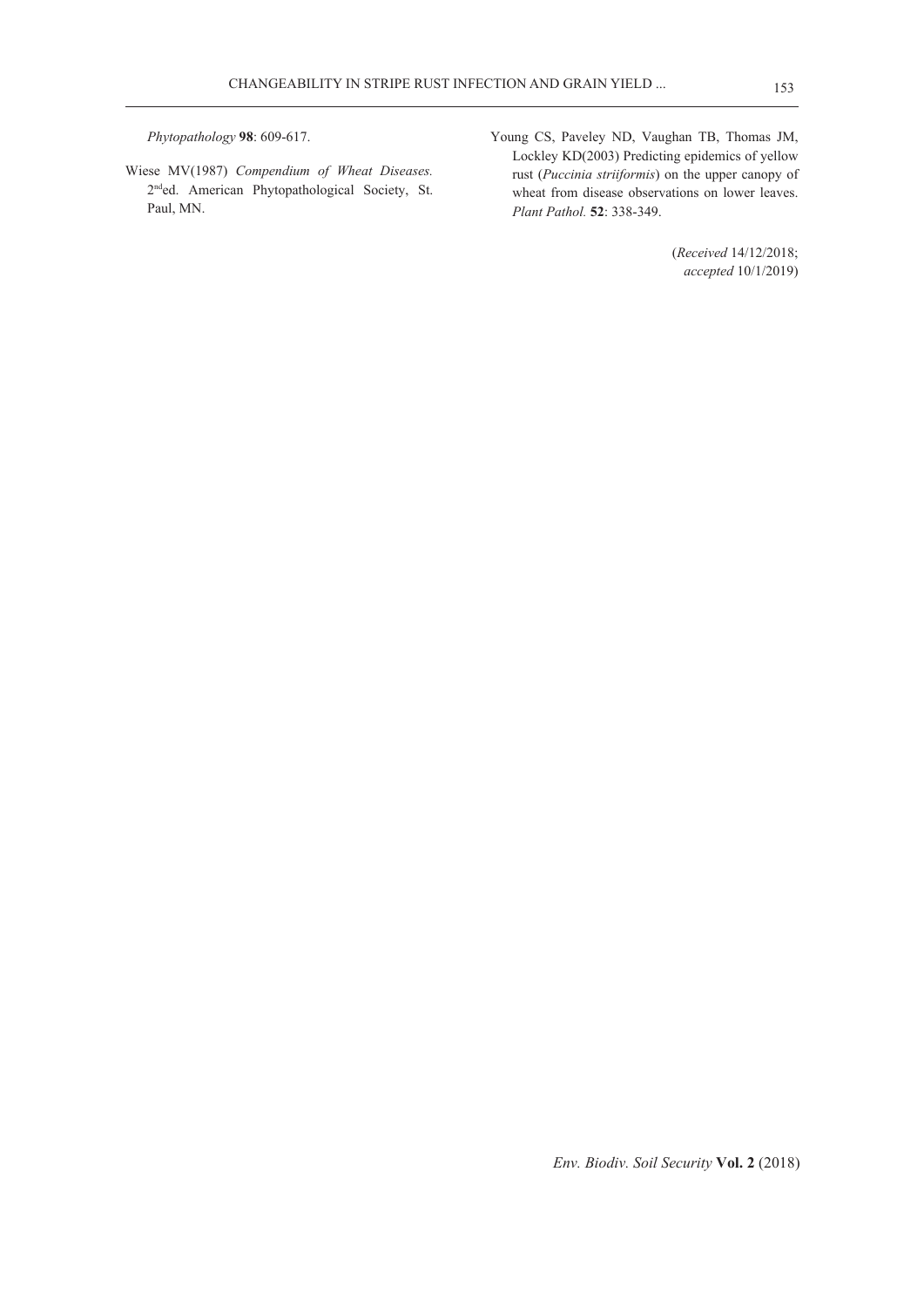*Phytopathology* **98**: 609-617.

Wiese MV(1987) *Compendium of Wheat Diseases.* 2nd ed. American Phytopathological Society, St. Paul, MN.

Young CS, Paveley ND, Vaughan TB, Thomas JM, Lockley KD(2003) Predicting epidemics of yellow rust (*Puccinia striiformis*) on the upper canopy of wheat from disease observations on lower leaves. *Plant Pathol.* **52**: 338-349.

(*Received* 14/12/2018; *accepted* 10/1/2019)